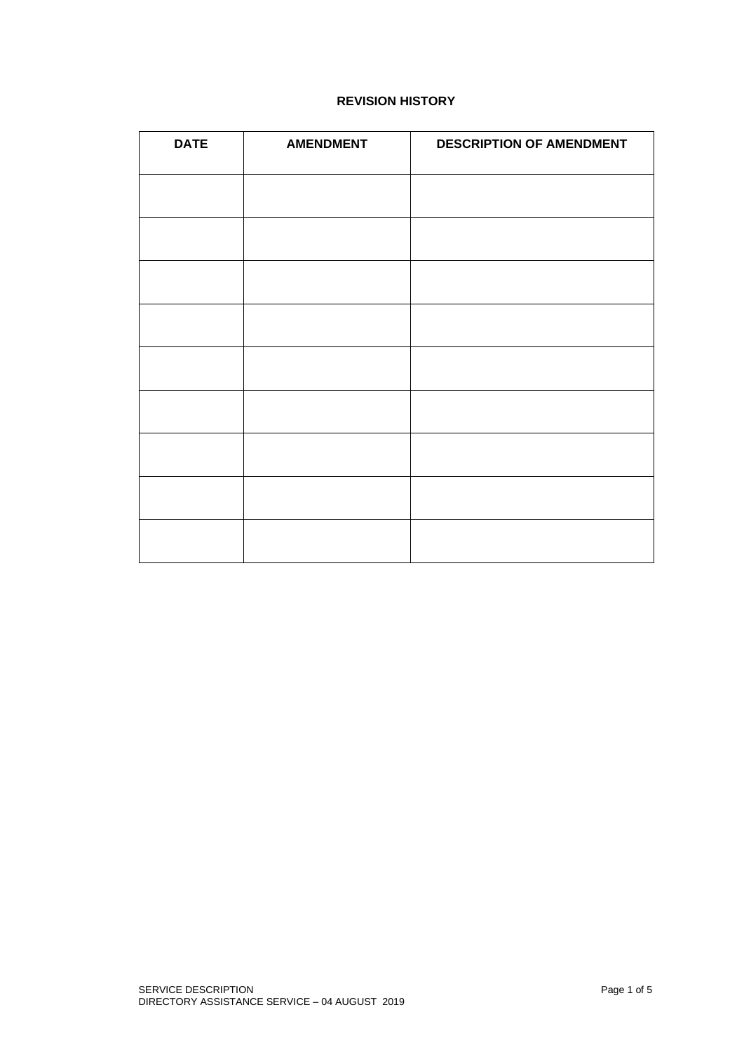**REVISION HISTORY**

| DATE | AMENDMENT | DESCRIPTION OF AMENDMENT |
|---|---|---|
| | | |
| | | |
| | | |
| | | |
| | | |
| | | |
| | | |
| | | |
| | | |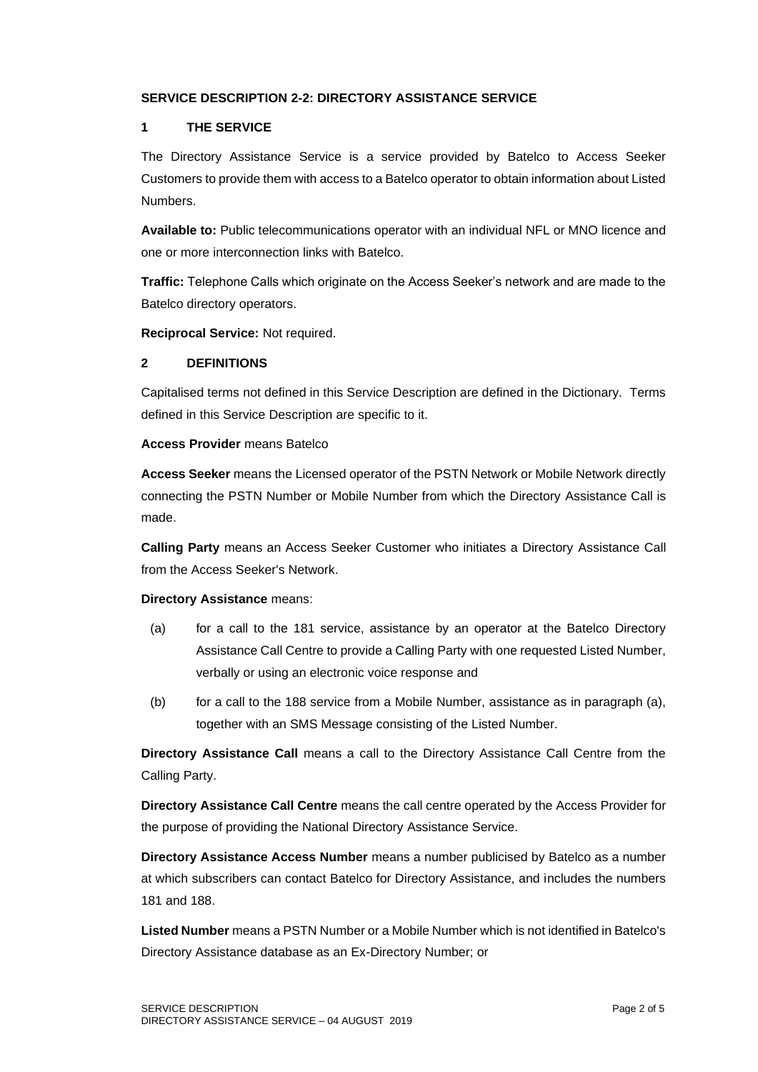**SERVICE DESCRIPTION 2-2: DIRECTORY ASSISTANCE SERVICE**

## 1 THE SERVICE

The Directory Assistance Service is a service provided by Batelco to Access Seeker Customers to provide them with access to a Batelco operator to obtain information about Listed Numbers.

**Available to:** Public telecommunications operator with an individual NFL or MNO licence and one or more interconnection links with Batelco.

**Traffic:** Telephone Calls which originate on the Access Seeker's network and are made to the Batelco directory operators.

**Reciprocal Service:** Not required.

## 2 DEFINITIONS

Capitalised terms not defined in this Service Description are defined in the Dictionary. Terms defined in this Service Description are specific to it.

**Access Provider** means Batelco

**Access Seeker** means the Licensed operator of the PSTN Network or Mobile Network directly connecting the PSTN Number or Mobile Number from which the Directory Assistance Call is made.

**Calling Party** means an Access Seeker Customer who initiates a Directory Assistance Call from the Access Seeker's Network.

**Directory Assistance** means:

(a) for a call to the 181 service, assistance by an operator at the Batelco Directory Assistance Call Centre to provide a Calling Party with one requested Listed Number, verbally or using an electronic voice response and

(b) for a call to the 188 service from a Mobile Number, assistance as in paragraph (a), together with an SMS Message consisting of the Listed Number.

**Directory Assistance Call** means a call to the Directory Assistance Call Centre from the Calling Party.

**Directory Assistance Call Centre** means the call centre operated by the Access Provider for the purpose of providing the National Directory Assistance Service.

**Directory Assistance Access Number** means a number publicised by Batelco as a number at which subscribers can contact Batelco for Directory Assistance, and includes the numbers 181 and 188.

**Listed Number** means a PSTN Number or a Mobile Number which is not identified in Batelco's Directory Assistance database as an Ex-Directory Number; or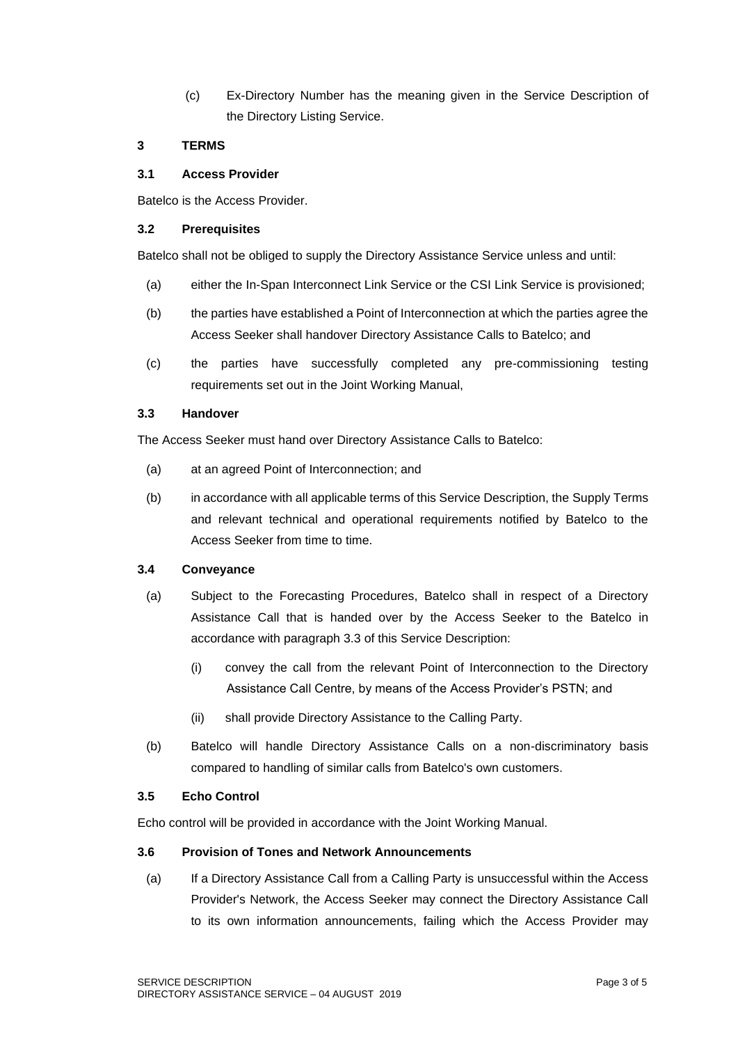(c) Ex-Directory Number has the meaning given in the Service Description of the Directory Listing Service.

## 3 TERMS

### 3.1 Access Provider

Batelco is the Access Provider.

### 3.2 Prerequisites

Batelco shall not be obliged to supply the Directory Assistance Service unless and until:

(a) either the In-Span Interconnect Link Service or the CSI Link Service is provisioned;

(b) the parties have established a Point of Interconnection at which the parties agree the Access Seeker shall handover Directory Assistance Calls to Batelco; and

(c) the parties have successfully completed any pre-commissioning testing requirements set out in the Joint Working Manual,

### 3.3 Handover

The Access Seeker must hand over Directory Assistance Calls to Batelco:

(a) at an agreed Point of Interconnection; and

(b) in accordance with all applicable terms of this Service Description, the Supply Terms and relevant technical and operational requirements notified by Batelco to the Access Seeker from time to time.

### 3.4 Conveyance

(a) Subject to the Forecasting Procedures, Batelco shall in respect of a Directory Assistance Call that is handed over by the Access Seeker to the Batelco in accordance with paragraph 3.3 of this Service Description:

   (i) convey the call from the relevant Point of Interconnection to the Directory Assistance Call Centre, by means of the Access Provider's PSTN; and

   (ii) shall provide Directory Assistance to the Calling Party.

(b) Batelco will handle Directory Assistance Calls on a non-discriminatory basis compared to handling of similar calls from Batelco's own customers.

### 3.5 Echo Control

Echo control will be provided in accordance with the Joint Working Manual.

### 3.6 Provision of Tones and Network Announcements

(a) If a Directory Assistance Call from a Calling Party is unsuccessful within the Access Provider's Network, the Access Seeker may connect the Directory Assistance Call to its own information announcements, failing which the Access Provider may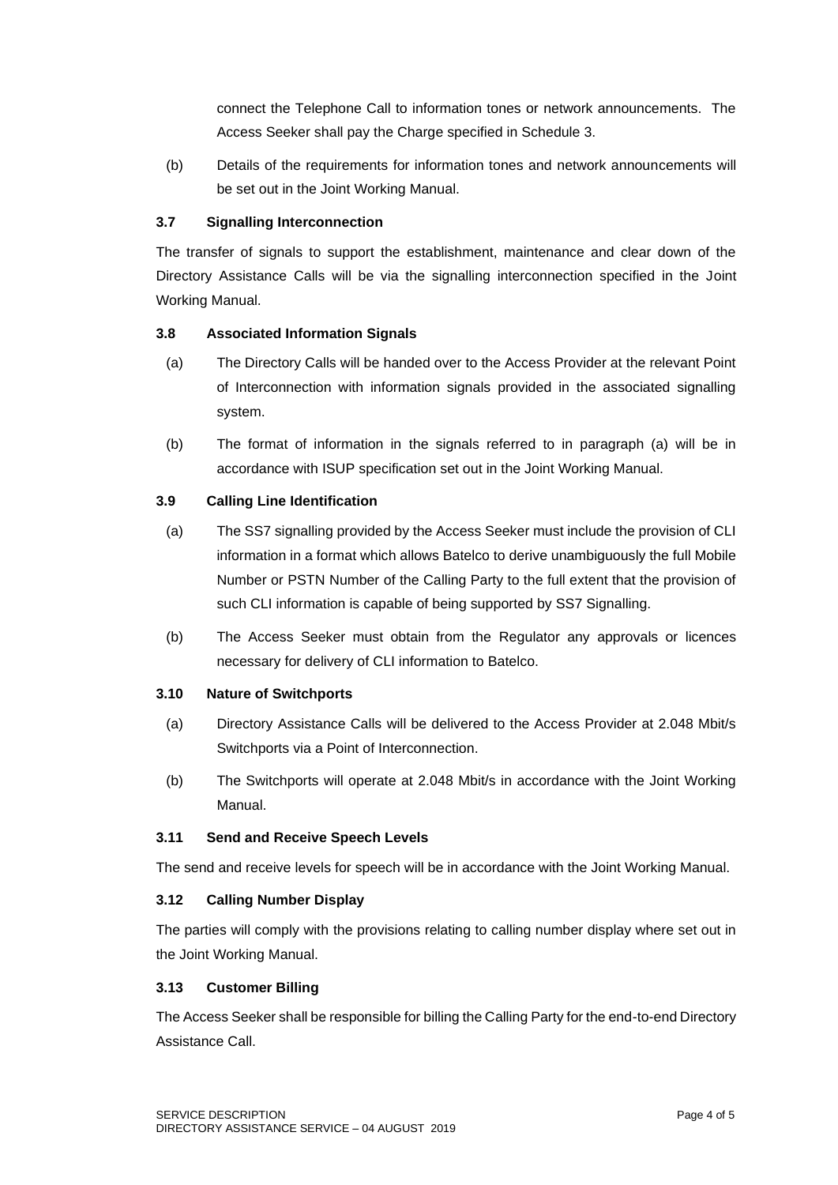connect the Telephone Call to information tones or network announcements. The Access Seeker shall pay the Charge specified in Schedule 3.

(b) Details of the requirements for information tones and network announcements will be set out in the Joint Working Manual.

### 3.7 Signalling Interconnection

The transfer of signals to support the establishment, maintenance and clear down of the Directory Assistance Calls will be via the signalling interconnection specified in the Joint Working Manual.

### 3.8 Associated Information Signals

(a) The Directory Calls will be handed over to the Access Provider at the relevant Point of Interconnection with information signals provided in the associated signalling system.

(b) The format of information in the signals referred to in paragraph (a) will be in accordance with ISUP specification set out in the Joint Working Manual.

### 3.9 Calling Line Identification

(a) The SS7 signalling provided by the Access Seeker must include the provision of CLI information in a format which allows Batelco to derive unambiguously the full Mobile Number or PSTN Number of the Calling Party to the full extent that the provision of such CLI information is capable of being supported by SS7 Signalling.

(b) The Access Seeker must obtain from the Regulator any approvals or licences necessary for delivery of CLI information to Batelco.

### 3.10 Nature of Switchports

(a) Directory Assistance Calls will be delivered to the Access Provider at 2.048 Mbit/s Switchports via a Point of Interconnection.

(b) The Switchports will operate at 2.048 Mbit/s in accordance with the Joint Working Manual.

### 3.11 Send and Receive Speech Levels

The send and receive levels for speech will be in accordance with the Joint Working Manual.

### 3.12 Calling Number Display

The parties will comply with the provisions relating to calling number display where set out in the Joint Working Manual.

### 3.13 Customer Billing

The Access Seeker shall be responsible for billing the Calling Party for the end-to-end Directory Assistance Call.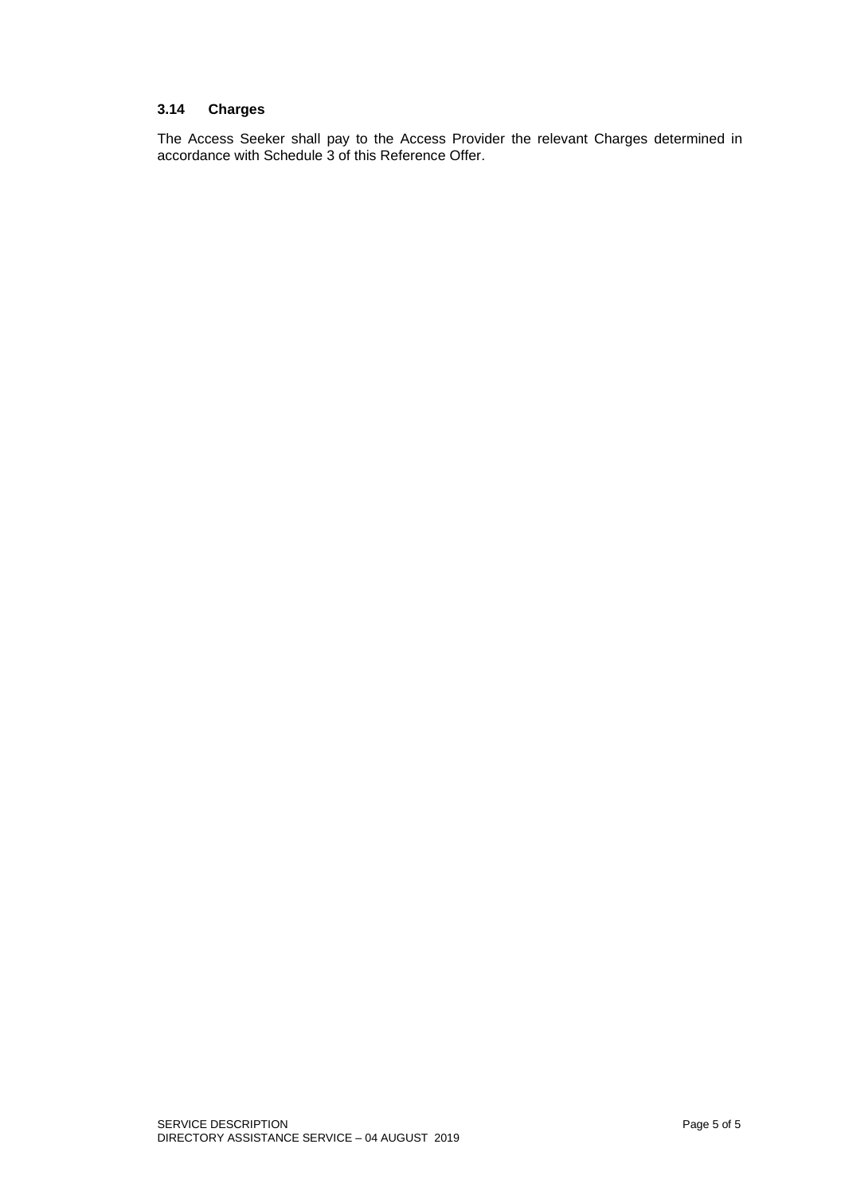### 3.14 Charges

The Access Seeker shall pay to the Access Provider the relevant Charges determined in accordance with Schedule 3 of this Reference Offer.